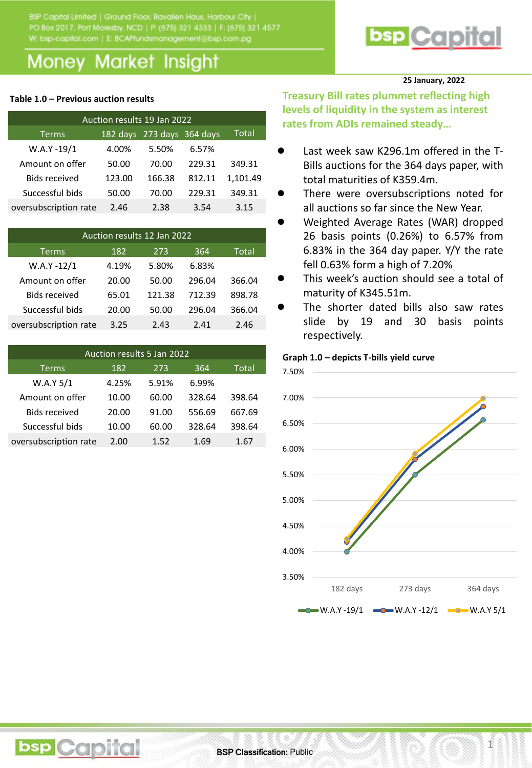BSP Capital Limited | Ground Floor, Ravalien Haus, Harbour City | PO Box 2017, Port Moresby, NCD | P: (675) 321 4333 | F: (675) 321 4577
W: bsp-capital.com | E: BCAPfundsmanagement@bsp.com.pg

# Money Market Insight

25 January, 2022

**Table 1.0 – Previous auction results**

| Auction results 19 Jan 2022 | | | | |
|---|---|---|---|---|
| Terms | 182 days | 273 days | 364 days | Total |
| W.A.Y -19/1 | 4.00% | 5.50% | 6.57% | |
| Amount on offer | 50.00 | 70.00 | 229.31 | 349.31 |
| Bids received | 123.00 | 166.38 | 812.11 | 1,101.49 |
| Successful bids | 50.00 | 70.00 | 229.31 | 349.31 |
| oversubscription rate | 2.46 | 2.38 | 3.54 | 3.15 |

| Auction results 12 Jan 2022 | | | | |
|---|---|---|---|---|
| Terms | 182 | 273 | 364 | Total |
| W.A.Y -12/1 | 4.19% | 5.80% | 6.83% | |
| Amount on offer | 20.00 | 50.00 | 296.04 | 366.04 |
| Bids received | 65.01 | 121.38 | 712.39 | 898.78 |
| Successful bids | 20.00 | 50.00 | 296.04 | 366.04 |
| oversubscription rate | 3.25 | 2.43 | 2.41 | 2.46 |

| Auction results 5 Jan 2022 | | | | |
|---|---|---|---|---|
| Terms | 182 | 273 | 364 | Total |
| W.A.Y 5/1 | 4.25% | 5.91% | 6.99% | |
| Amount on offer | 10.00 | 60.00 | 328.64 | 398.64 |
| Bids received | 20.00 | 91.00 | 556.69 | 667.69 |
| Successful bids | 10.00 | 60.00 | 328.64 | 398.64 |
| oversubscription rate | 2.00 | 1.52 | 1.69 | 1.67 |

## Treasury Bill rates plummet reflecting high levels of liquidity in the system as interest rates from ADIs remained steady…

- Last week saw K296.1m offered in the T-Bills auctions for the 364 days paper, with total maturities of K359.4m.
- There were oversubscriptions noted for all auctions so far since the New Year.
- Weighted Average Rates (WAR) dropped 26 basis points (0.26%) to 6.57% from 6.83% in the 364 day paper. Y/Y the rate fell 0.63% form a high of 7.20%
- This week's auction should see a total of maturity of K345.51m.
- The shorter dated bills also saw rates slide by 19 and 30 basis points respectively.

**Graph 1.0 – depicts T-bills yield curve**

| | 182 days | 273 days | 364 days |
|---|---|---|---|
| W.A.Y -19/1 | 4.00% | 5.50% | 6.57% |
| W.A.Y -12/1 | 4.19% | 5.80% | 6.83% |
| W.A.Y 5/1 | 4.25% | 5.91% | 6.99% |

BSP Classification: Public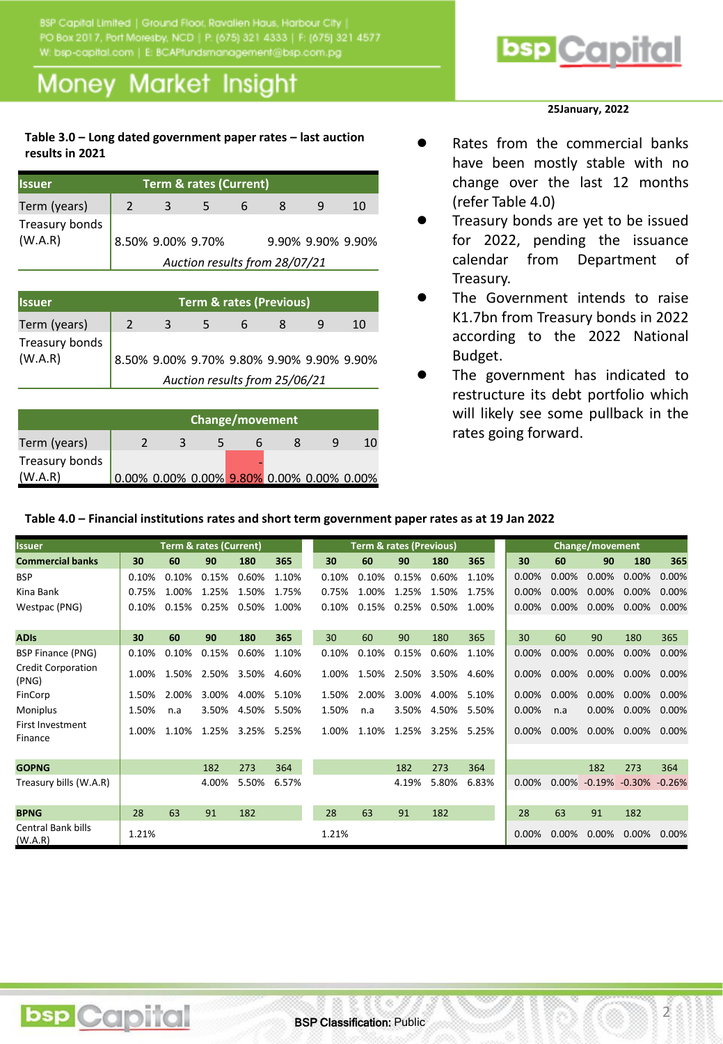25January, 2022

**Table 3.0 – Long dated government paper rates – last auction results in 2021**

| Issuer | Term & rates (Current) | | | | | | |
|---|---|---|---|---|---|---|---|
| Term (years) | 2 | 3 | 5 | 6 | 8 | 9 | 10 |
| Treasury bonds (W.A.R) | 8.50% | 9.00% | 9.70% | | 9.90% | 9.90% | 9.90% |
| | *Auction results from 28/07/21* | | | | | | |

| Issuer | Term & rates (Previous) | | | | | | |
|---|---|---|---|---|---|---|---|
| Term (years) | 2 | 3 | 5 | 6 | 8 | 9 | 10 |
| Treasury bonds (W.A.R) | 8.50% | 9.00% | 9.70% | 9.80% | 9.90% | 9.90% | 9.90% |
| | *Auction results from 25/06/21* | | | | | | |

| | Change/movement | | | | | | |
|---|---|---|---|---|---|---|---|
| Term (years) | 2 | 3 | 5 | 6 | 8 | 9 | 10 |
| Treasury bonds (W.A.R) | 0.00% | 0.00% | 0.00% | -9.80% | 0.00% | 0.00% | 0.00% |

- Rates from the commercial banks have been mostly stable with no change over the last 12 months (refer Table 4.0)
- Treasury bonds are yet to be issued for 2022, pending the issuance calendar from Department of Treasury.
- The Government intends to raise K1.7bn from Treasury bonds in 2022 according to the 2022 National Budget.
- The government has indicated to restructure its debt portfolio which will likely see some pullback in the rates going forward.

**Table 4.0 – Financial institutions rates and short term government paper rates as at 19 Jan 2022**

| Issuer | Term & rates (Current) | | | | | Term & rates (Previous) | | | | | Change/movement | | | | |
|---|---|---|---|---|---|---|---|---|---|---|---|---|---|---|---|
| **Commercial banks** | **30** | **60** | **90** | **180** | **365** | **30** | **60** | **90** | **180** | **365** | **30** | **60** | **90** | **180** | **365** |
| BSP | 0.10% | 0.10% | 0.15% | 0.60% | 1.10% | 0.10% | 0.10% | 0.15% | 0.60% | 1.10% | 0.00% | 0.00% | 0.00% | 0.00% | 0.00% |
| Kina Bank | 0.75% | 1.00% | 1.25% | 1.50% | 1.75% | 0.75% | 1.00% | 1.25% | 1.50% | 1.75% | 0.00% | 0.00% | 0.00% | 0.00% | 0.00% |
| Westpac (PNG) | 0.10% | 0.15% | 0.25% | 0.50% | 1.00% | 0.10% | 0.15% | 0.25% | 0.50% | 1.00% | 0.00% | 0.00% | 0.00% | 0.00% | 0.00% |
| **ADIs** | **30** | **60** | **90** | **180** | **365** | 30 | 60 | 90 | 180 | 365 | 30 | 60 | 90 | 180 | 365 |
| BSP Finance (PNG) | 0.10% | 0.10% | 0.15% | 0.60% | 1.10% | 0.10% | 0.10% | 0.15% | 0.60% | 1.10% | 0.00% | 0.00% | 0.00% | 0.00% | 0.00% |
| Credit Corporation (PNG) | 1.00% | 1.50% | 2.50% | 3.50% | 4.60% | 1.00% | 1.50% | 2.50% | 3.50% | 4.60% | 0.00% | 0.00% | 0.00% | 0.00% | 0.00% |
| FinCorp | 1.50% | 2.00% | 3.00% | 4.00% | 5.10% | 1.50% | 2.00% | 3.00% | 4.00% | 5.10% | 0.00% | 0.00% | 0.00% | 0.00% | 0.00% |
| Moniplus | 1.50% | n.a | 3.50% | 4.50% | 5.50% | 1.50% | n.a | 3.50% | 4.50% | 5.50% | 0.00% | n.a | 0.00% | 0.00% | 0.00% |
| First Investment Finance | 1.00% | 1.10% | 1.25% | 3.25% | 5.25% | 1.00% | 1.10% | 1.25% | 3.25% | 5.25% | 0.00% | 0.00% | 0.00% | 0.00% | 0.00% |
| **GOPNG** | | | 182 | 273 | 364 | | | 182 | 273 | 364 | | | 182 | 273 | 364 |
| Treasury bills (W.A.R) | | | 4.00% | 5.50% | 6.57% | | | 4.19% | 5.80% | 6.83% | 0.00% | 0.00% | -0.19% | -0.30% | -0.26% |
| **BPNG** | 28 | 63 | 91 | 182 | | 28 | 63 | 91 | 182 | | 28 | 63 | 91 | 182 | |
| Central Bank bills (W.A.R) | 1.21% | | | | | 1.21% | | | | | 0.00% | 0.00% | 0.00% | 0.00% | 0.00% |

BSP Classification: Public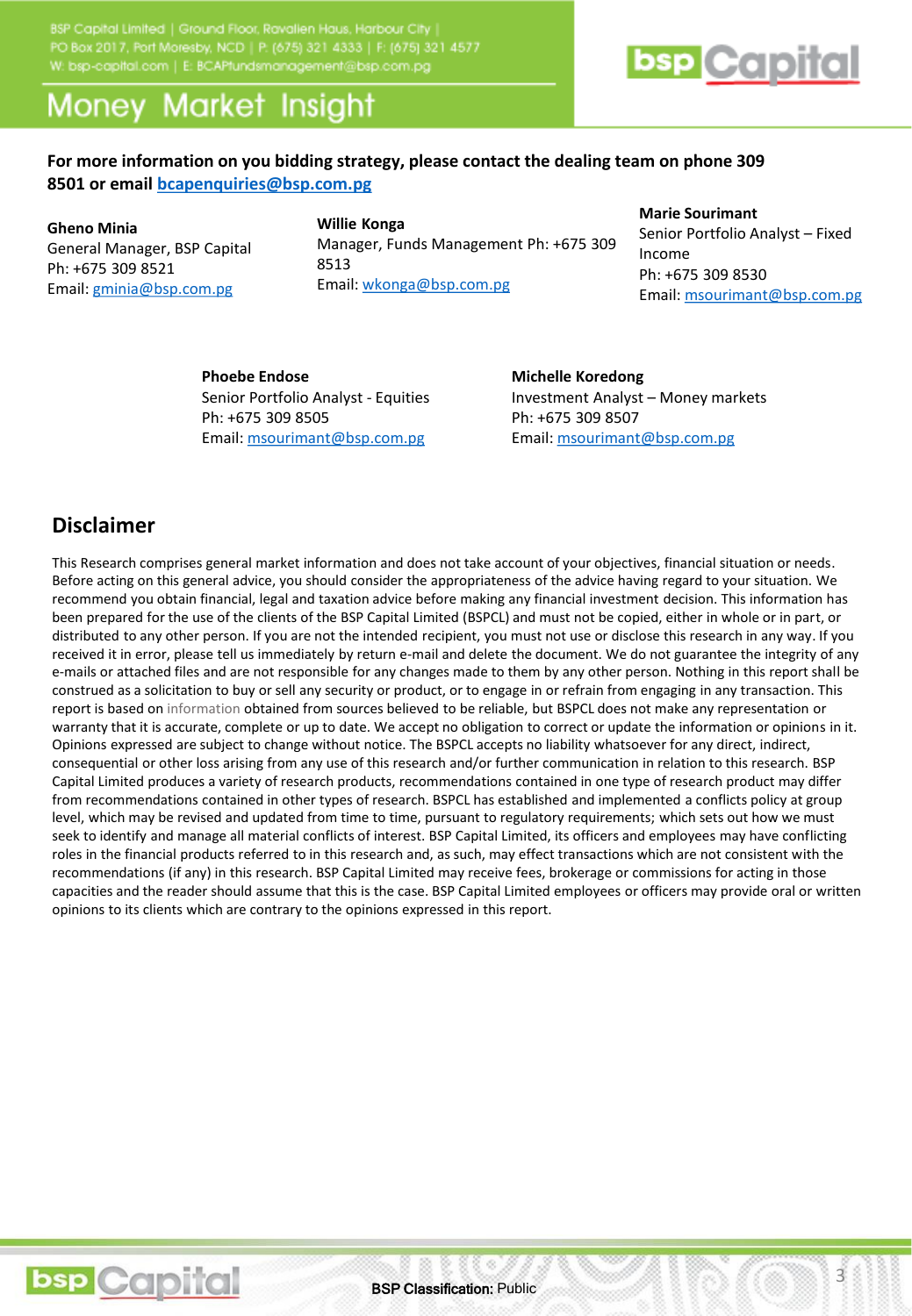For more information on you bidding strategy, please contact the dealing team on phone 309 8501 or email bcapenquiries@bsp.com.pg

**Gheno Minia**
General Manager, BSP Capital
Ph: +675 309 8521
Email: gminia@bsp.com.pg

**Willie Konga**
Manager, Funds Management Ph: +675 309 8513
Email: wkonga@bsp.com.pg

**Marie Sourimant**
Senior Portfolio Analyst – Fixed Income
Ph: +675 309 8530
Email: msourimant@bsp.com.pg

**Phoebe Endose**
Senior Portfolio Analyst - Equities
Ph: +675 309 8505
Email: msourimant@bsp.com.pg

**Michelle Koredong**
Investment Analyst – Money markets
Ph: +675 309 8507
Email: msourimant@bsp.com.pg

## Disclaimer

This Research comprises general market information and does not take account of your objectives, financial situation or needs. Before acting on this general advice, you should consider the appropriateness of the advice having regard to your situation. We recommend you obtain financial, legal and taxation advice before making any financial investment decision. This information has been prepared for the use of the clients of the BSP Capital Limited (BSPCL) and must not be copied, either in whole or in part, or distributed to any other person. If you are not the intended recipient, you must not use or disclose this research in any way. If you received it in error, please tell us immediately by return e-mail and delete the document. We do not guarantee the integrity of any e-mails or attached files and are not responsible for any changes made to them by any other person. Nothing in this report shall be construed as a solicitation to buy or sell any security or product, or to engage in or refrain from engaging in any transaction. This report is based on information obtained from sources believed to be reliable, but BSPCL does not make any representation or warranty that it is accurate, complete or up to date. We accept no obligation to correct or update the information or opinions in it. Opinions expressed are subject to change without notice. The BSPCL accepts no liability whatsoever for any direct, indirect, consequential or other loss arising from any use of this research and/or further communication in relation to this research. BSP Capital Limited produces a variety of research products, recommendations contained in one type of research product may differ from recommendations contained in other types of research. BSPCL has established and implemented a conflicts policy at group level, which may be revised and updated from time to time, pursuant to regulatory requirements; which sets out how we must seek to identify and manage all material conflicts of interest. BSP Capital Limited, its officers and employees may have conflicting roles in the financial products referred to in this research and, as such, may effect transactions which are not consistent with the recommendations (if any) in this research. BSP Capital Limited may receive fees, brokerage or commissions for acting in those capacities and the reader should assume that this is the case. BSP Capital Limited employees or officers may provide oral or written opinions to its clients which are contrary to the opinions expressed in this report.